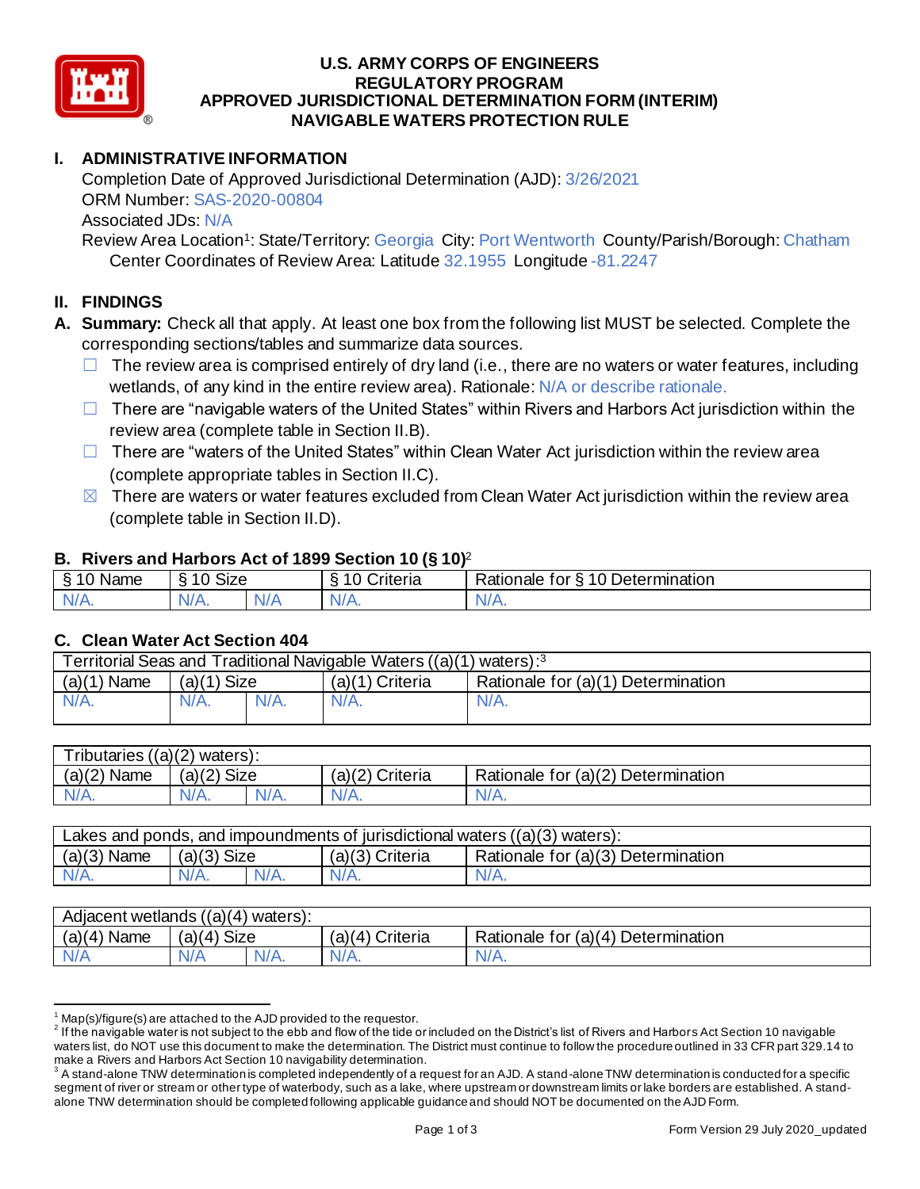# U.S. ARMY CORPS OF ENGINEERS
## REGULATORY PROGRAM
## APPROVED JURISDICTIONAL DETERMINATION FORM (INTERIM)
## NAVIGABLE WATERS PROTECTION RULE

## I. ADMINISTRATIVE INFORMATION

Completion Date of Approved Jurisdictional Determination (AJD): 3/26/2021
ORM Number: SAS-2020-00804
Associated JDs: N/A
Review Area Location[1]: State/Territory: Georgia City: Port Wentworth County/Parish/Borough: Chatham
Center Coordinates of Review Area: Latitude 32.1955 Longitude -81.2247

## II. FINDINGS

**A. Summary:** Check all that apply. At least one box from the following list MUST be selected. Complete the corresponding sections/tables and summarize data sources.

- ☐ The review area is comprised entirely of dry land (i.e., there are no waters or water features, including wetlands, of any kind in the entire review area). Rationale: N/A or describe rationale.
- ☐ There are "navigable waters of the United States" within Rivers and Harbors Act jurisdiction within the review area (complete table in Section II.B).
- ☐ There are "waters of the United States" within Clean Water Act jurisdiction within the review area (complete appropriate tables in Section II.C).
- ☒ There are waters or water features excluded from Clean Water Act jurisdiction within the review area (complete table in Section II.D).

### B. Rivers and Harbors Act of 1899 Section 10 (§ 10)[2]

| § 10 Name | § 10 Size | | § 10 Criteria | Rationale for § 10 Determination |
|---|---|---|---|---|
| N/A. | N/A. | N/A | N/A. | N/A. |

### C. Clean Water Act Section 404

| Territorial Seas and Traditional Navigable Waters ((a)(1) waters):[3] | | | | |
|---|---|---|---|---|
| (a)(1) Name | (a)(1) Size | | (a)(1) Criteria | Rationale for (a)(1) Determination |
| N/A. | N/A. | N/A. | N/A. | N/A. |

| Tributaries ((a)(2) waters): | | | | |
|---|---|---|---|---|
| (a)(2) Name | (a)(2) Size | | (a)(2) Criteria | Rationale for (a)(2) Determination |
| N/A. | N/A. | N/A. | N/A. | N/A. |

| Lakes and ponds, and impoundments of jurisdictional waters ((a)(3) waters): | | | | |
|---|---|---|---|---|
| (a)(3) Name | (a)(3) Size | | (a)(3) Criteria | Rationale for (a)(3) Determination |
| N/A. | N/A. | N/A. | N/A. | N/A. |

| Adjacent wetlands ((a)(4) waters): | | | | |
|---|---|---|---|---|
| (a)(4) Name | (a)(4) Size | | (a)(4) Criteria | Rationale for (a)(4) Determination |
| N/A | N/A | N/A. | N/A. | N/A. |

---

[1] Map(s)/figure(s) are attached to the AJD provided to the requestor.
[2] If the navigable water is not subject to the ebb and flow of the tide or included on the District's list of Rivers and Harbors Act Section 10 navigable waters list, do NOT use this document to make the determination. The District must continue to follow the procedure outlined in 33 CFR part 329.14 to make a Rivers and Harbors Act Section 10 navigability determination.
[3] A stand-alone TNW determination is completed independently of a request for an AJD. A stand-alone TNW determination is conducted for a specific segment of river or stream or other type of waterbody, such as a lake, where upstream or downstream limits or lake borders are established. A stand-alone TNW determination should be completed following applicable guidance and should NOT be documented on the AJD Form.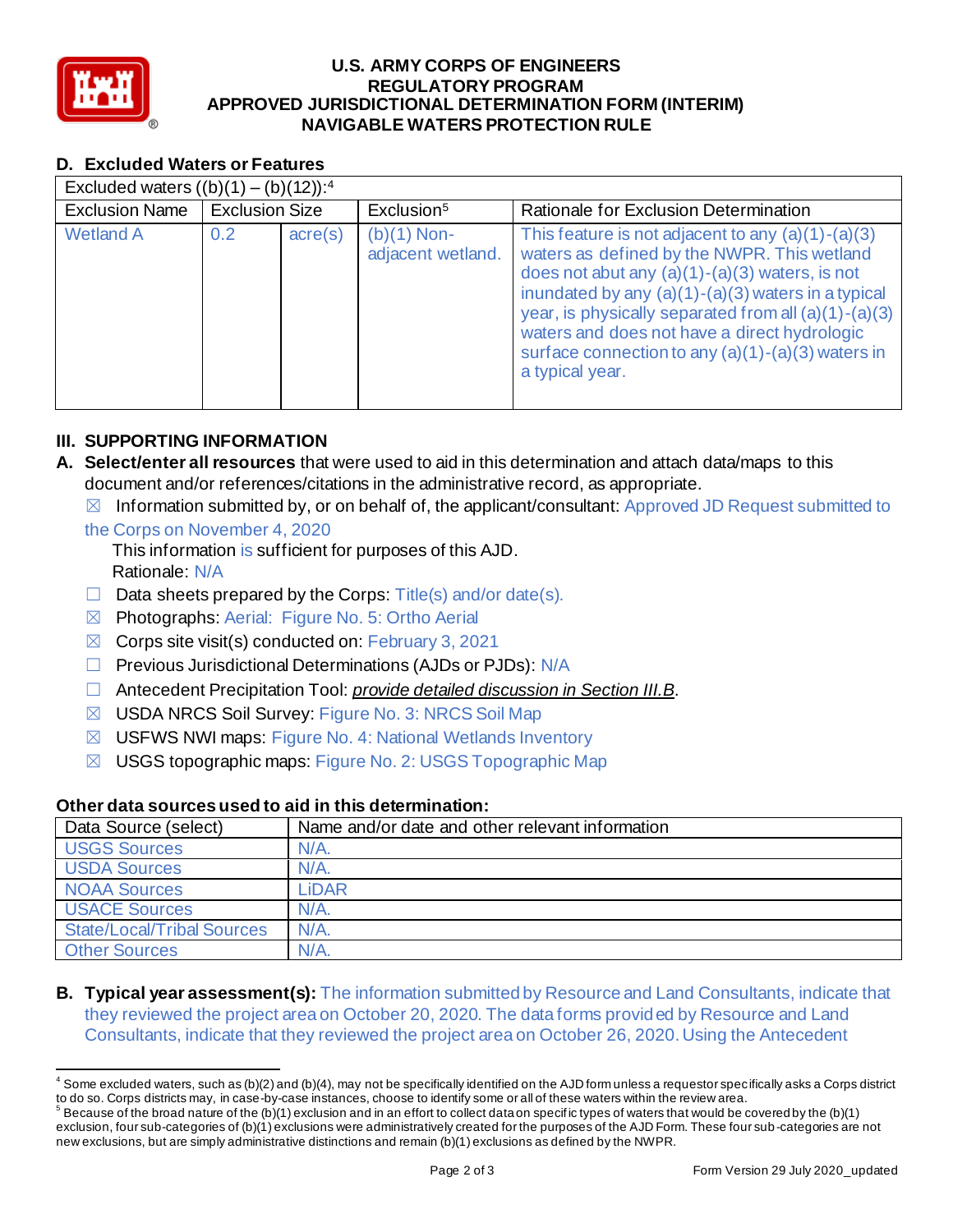**U.S. ARMY CORPS OF ENGINEERS**
**REGULATORY PROGRAM**
**APPROVED JURISDICTIONAL DETERMINATION FORM (INTERIM)**
**NAVIGABLE WATERS PROTECTION RULE**

## D. Excluded Waters or Features

| Excluded waters ((b)(1) – (b)(12)):[4] | | | | |
|---|---|---|---|---|
| Exclusion Name | Exclusion Size | | Exclusion[5] | Rationale for Exclusion Determination |
| Wetland A | 0.2 | acre(s) | (b)(1) Non-adjacent wetland. | This feature is not adjacent to any (a)(1)-(a)(3) waters as defined by the NWPR. This wetland does not abut any (a)(1)-(a)(3) waters, is not inundated by any (a)(1)-(a)(3) waters in a typical year, is physically separated from all (a)(1)-(a)(3) waters and does not have a direct hydrologic surface connection to any (a)(1)-(a)(3) waters in a typical year. |

## III. SUPPORTING INFORMATION

**A. Select/enter all resources** that were used to aid in this determination and attach data/maps to this document and/or references/citations in the administrative record, as appropriate.

☒ Information submitted by, or on behalf of, the applicant/consultant: Approved JD Request submitted to the Corps on November 4, 2020
This information is sufficient for purposes of this AJD.
Rationale: N/A

☐ Data sheets prepared by the Corps: Title(s) and/or date(s).

☒ Photographs: Aerial: Figure No. 5: Ortho Aerial

☒ Corps site visit(s) conducted on: February 3, 2021

☐ Previous Jurisdictional Determinations (AJDs or PJDs): N/A

☐ Antecedent Precipitation Tool: *provide detailed discussion in Section III.B*.

☒ USDA NRCS Soil Survey: Figure No. 3: NRCS Soil Map

☒ USFWS NWI maps: Figure No. 4: National Wetlands Inventory

☒ USGS topographic maps: Figure No. 2: USGS Topographic Map

**Other data sources used to aid in this determination:**

| Data Source (select) | Name and/or date and other relevant information |
|---|---|
| USGS Sources | N/A. |
| USDA Sources | N/A. |
| NOAA Sources | LiDAR |
| USACE Sources | N/A. |
| State/Local/Tribal Sources | N/A. |
| Other Sources | N/A. |

**B. Typical year assessment(s):** The information submitted by Resource and Land Consultants, indicate that they reviewed the project area on October 20, 2020. The data forms provided by Resource and Land Consultants, indicate that they reviewed the project area on October 26, 2020. Using the Antecedent

---

[4] Some excluded waters, such as (b)(2) and (b)(4), may not be specifically identified on the AJD form unless a requestor specifically asks a Corps district to do so. Corps districts may, in case-by-case instances, choose to identify some or all of these waters within the review area.

[5] Because of the broad nature of the (b)(1) exclusion and in an effort to collect data on specific types of waters that would be covered by the (b)(1) exclusion, four sub-categories of (b)(1) exclusions were administratively created for the purposes of the AJD Form. These four sub-categories are not new exclusions, but are simply administrative distinctions and remain (b)(1) exclusions as defined by the NWPR.

Form Version 29 July 2020_updated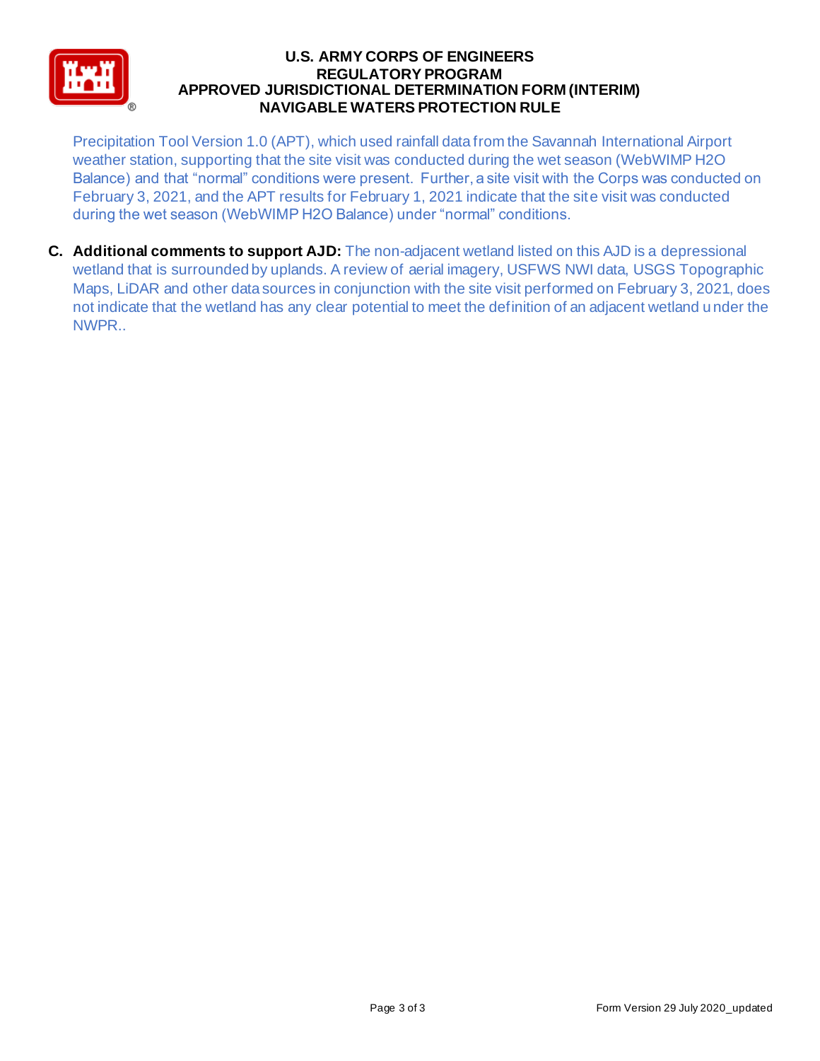Precipitation Tool Version 1.0 (APT), which used rainfall data from the Savannah International Airport weather station, supporting that the site visit was conducted during the wet season (WebWIMP H2O Balance) and that "normal" conditions were present. Further, a site visit with the Corps was conducted on February 3, 2021, and the APT results for February 1, 2021 indicate that the site visit was conducted during the wet season (WebWIMP H2O Balance) under "normal" conditions.

**C. Additional comments to support AJD:** The non-adjacent wetland listed on this AJD is a depressional wetland that is surrounded by uplands. A review of aerial imagery, USFWS NWI data, USGS Topographic Maps, LiDAR and other data sources in conjunction with the site visit performed on February 3, 2021, does not indicate that the wetland has any clear potential to meet the definition of an adjacent wetland under the NWPR..